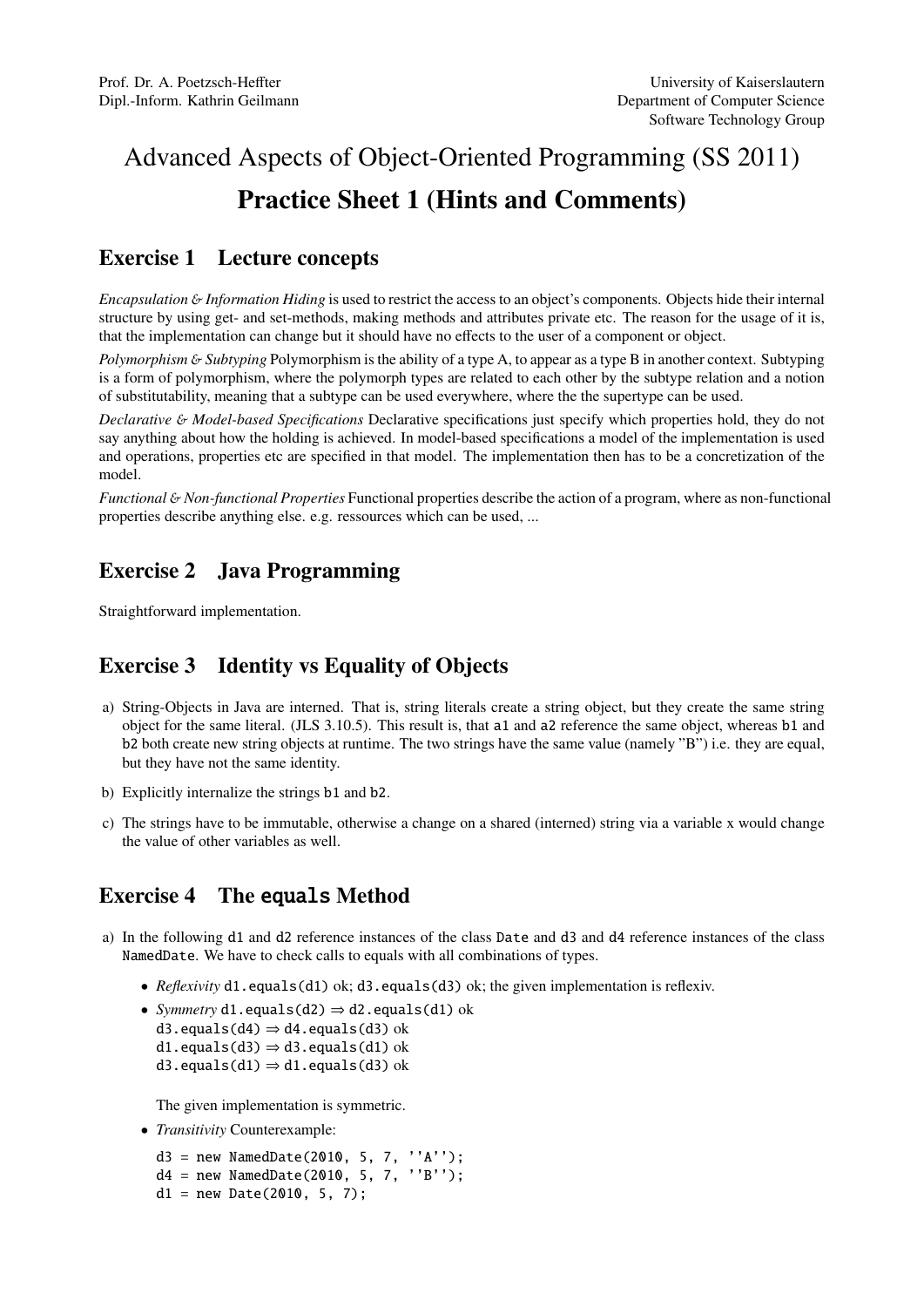Prof. Dr. A. Poetzsch-Heffter
Dipl.-Inform. Kathrin Geilmann

University of Kaiserslautern
Department of Computer Science
Software Technology Group

# Advanced Aspects of Object-Oriented Programming (SS 2011)

# Practice Sheet 1 (Hints and Comments)

## Exercise 1 Lecture concepts

*Encapsulation & Information Hiding* is used to restrict the access to an object's components. Objects hide their internal structure by using get- and set-methods, making methods and attributes private etc. The reason for the usage of it is, that the implementation can change but it should have no effects to the user of a component or object.

*Polymorphism & Subtyping* Polymorphism is the ability of a type A, to appear as a type B in another context. Subtyping is a form of polymorphism, where the polymorph types are related to each other by the subtype relation and a notion of substitutability, meaning that a subtype can be used everywhere, where the the supertype can be used.

*Declarative & Model-based Specifications* Declarative specifications just specify which properties hold, they do not say anything about how the holding is achieved. In model-based specifications a model of the implementation is used and operations, properties etc are specified in that model. The implementation then has to be a concretization of the model.

*Functional & Non-functional Properties* Functional properties describe the action of a program, where as non-functional properties describe anything else. e.g. ressources which can be used, ...

## Exercise 2 Java Programming

Straightforward implementation.

## Exercise 3 Identity vs Equality of Objects

a) String-Objects in Java are interned. That is, string literals create a string object, but they create the same string object for the same literal. (JLS 3.10.5). This result is, that `a1` and `a2` reference the same object, whereas `b1` and `b2` both create new string objects at runtime. The two strings have the same value (namely "B") i.e. they are equal, but they have not the same identity.

b) Explicitly internalize the strings `b1` and `b2`.

c) The strings have to be immutable, otherwise a change on a shared (interned) string via a variable x would change the value of other variables as well.

## Exercise 4 The `equals` Method

a) In the following `d1` and `d2` reference instances of the class `Date` and `d3` and `d4` reference instances of the class `NamedDate`. We have to check calls to equals with all combinations of types.

- *Reflexivity* `d1.equals(d1)` ok; `d3.equals(d3)` ok; the given implementation is reflexiv.
- *Symmetry* `d1.equals(d2)` $\Rightarrow$ `d2.equals(d1)` ok
  `d3.equals(d4)` $\Rightarrow$ `d4.equals(d3)` ok
  `d1.equals(d3)` $\Rightarrow$ `d3.equals(d1)` ok
  `d3.equals(d1)` $\Rightarrow$ `d1.equals(d3)` ok

  The given implementation is symmetric.
- *Transitivity* Counterexample:

```
d3 = new NamedDate(2010, 5, 7, ''A'');
d4 = new NamedDate(2010, 5, 7, ''B'');
d1 = new Date(2010, 5, 7);
```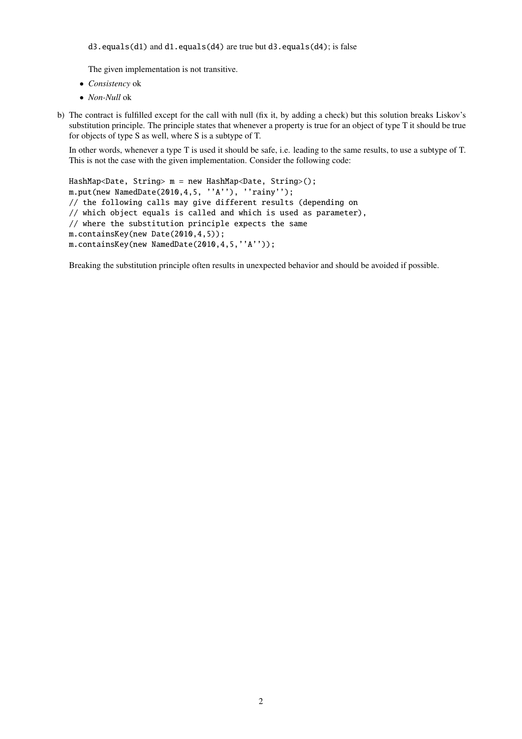`d3.equals(d1)` and `d1.equals(d4)` are true but `d3.equals(d4);` is false

The given implementation is not transitive.

- *Consistency* ok
- *Non-Null* ok

b) The contract is fulfilled except for the call with null (fix it, by adding a check) but this solution breaks Liskov's substitution principle. The principle states that whenever a property is true for an object of type T it should be true for objects of type S as well, where S is a subtype of T.

In other words, whenever a type T is used it should be safe, i.e. leading to the same results, to use a subtype of T. This is not the case with the given implementation. Consider the following code:

```
HashMap<Date, String> m = new HashMap<Date, String>();
m.put(new NamedDate(2010,4,5, ''A''), ''rainy'');
// the following calls may give different results (depending on
// which object equals is called and which is used as parameter),
// where the substitution principle expects the same
m.containsKey(new Date(2010,4,5));
m.containsKey(new NamedDate(2010,4,5,''A''));
```

Breaking the substitution principle often results in unexpected behavior and should be avoided if possible.